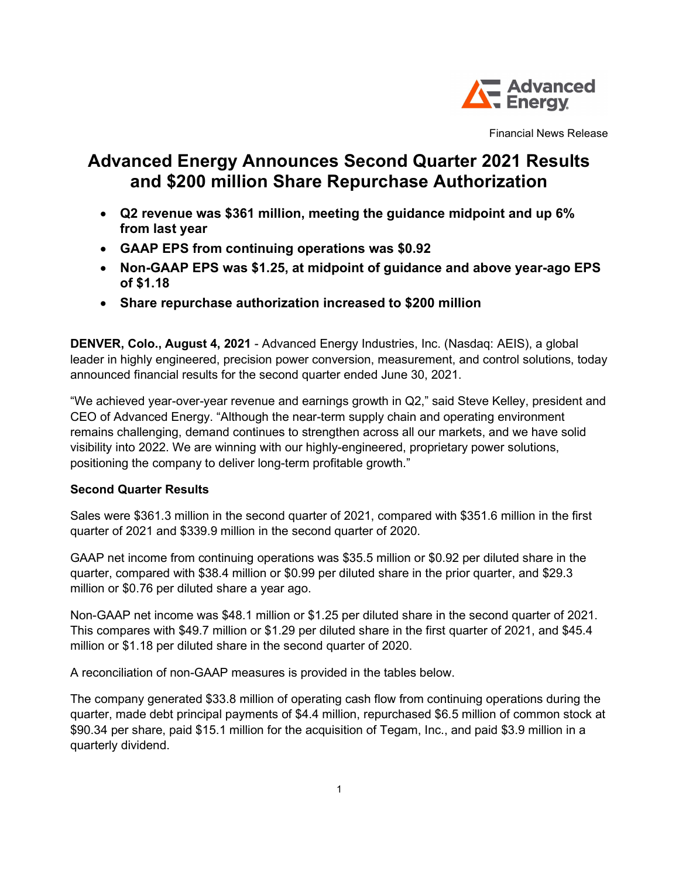Advanced Energy

Financial News Release

# Advanced Energy Announces Second Quarter 2021 Results and $200 million Share Repurchase Authorization

- **Q2 revenue was $361 million, meeting the guidance midpoint and up 6% from last year**
- **GAAP EPS from continuing operations was $0.92**
- **Non-GAAP EPS was $1.25, at midpoint of guidance and above year-ago EPS of $1.18**
- **Share repurchase authorization increased to $200 million**

**DENVER, Colo., August 4, 2021** - Advanced Energy Industries, Inc. (Nasdaq: AEIS), a global leader in highly engineered, precision power conversion, measurement, and control solutions, today announced financial results for the second quarter ended June 30, 2021.

"We achieved year-over-year revenue and earnings growth in Q2," said Steve Kelley, president and CEO of Advanced Energy. "Although the near-term supply chain and operating environment remains challenging, demand continues to strengthen across all our markets, and we have solid visibility into 2022. We are winning with our highly-engineered, proprietary power solutions, positioning the company to deliver long-term profitable growth."

**Second Quarter Results**

Sales were $361.3 million in the second quarter of 2021, compared with $351.6 million in the first quarter of 2021 and $339.9 million in the second quarter of 2020.

GAAP net income from continuing operations was $35.5 million or $0.92 per diluted share in the quarter, compared with $38.4 million or $0.99 per diluted share in the prior quarter, and $29.3 million or $0.76 per diluted share a year ago.

Non-GAAP net income was $48.1 million or $1.25 per diluted share in the second quarter of 2021. This compares with $49.7 million or $1.29 per diluted share in the first quarter of 2021, and $45.4 million or $1.18 per diluted share in the second quarter of 2020.

A reconciliation of non-GAAP measures is provided in the tables below.

The company generated $33.8 million of operating cash flow from continuing operations during the quarter, made debt principal payments of $4.4 million, repurchased $6.5 million of common stock at $90.34 per share, paid $15.1 million for the acquisition of Tegam, Inc., and paid $3.9 million in a quarterly dividend.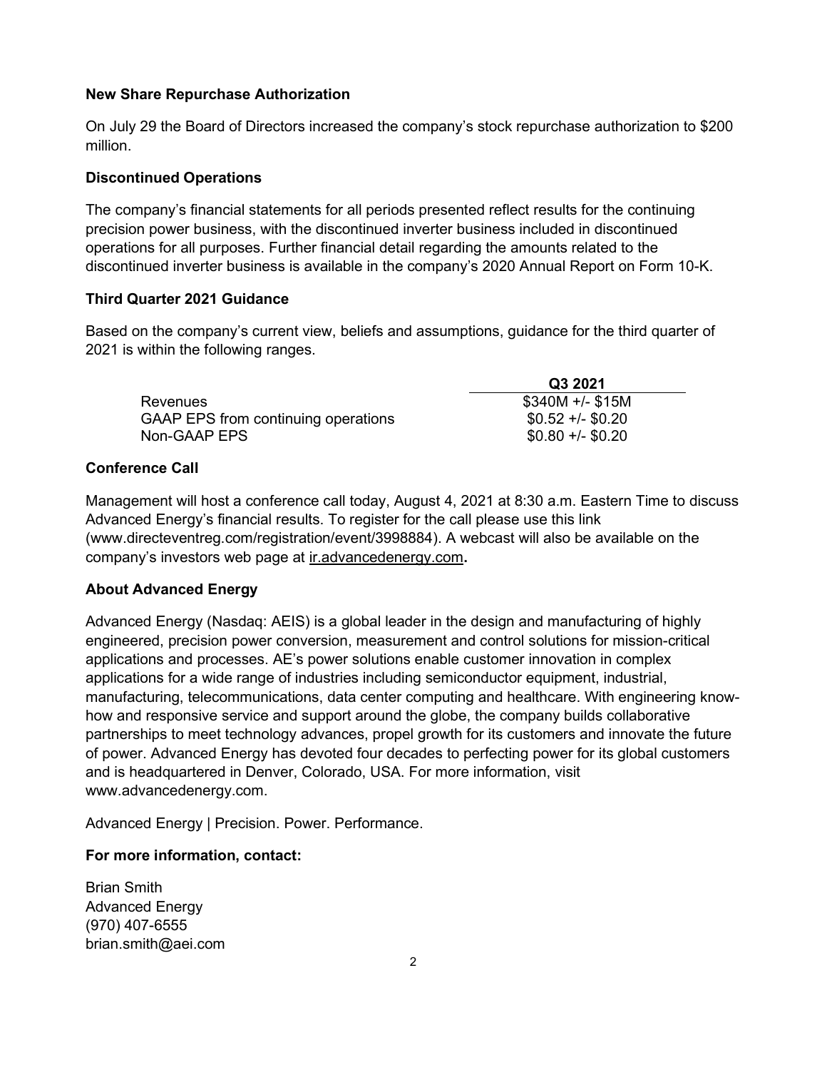**New Share Repurchase Authorization**

On July 29 the Board of Directors increased the company's stock repurchase authorization to $200 million.

**Discontinued Operations**

The company's financial statements for all periods presented reflect results for the continuing precision power business, with the discontinued inverter business included in discontinued operations for all purposes. Further financial detail regarding the amounts related to the discontinued inverter business is available in the company's 2020 Annual Report on Form 10-K.

**Third Quarter 2021 Guidance**

Based on the company's current view, beliefs and assumptions, guidance for the third quarter of 2021 is within the following ranges.

| | Q3 2021 |
|---|---|
| Revenues | $340M +/- $15M |
| GAAP EPS from continuing operations | $0.52 +/- $0.20 |
| Non-GAAP EPS | $0.80 +/- $0.20 |

**Conference Call**

Management will host a conference call today, August 4, 2021 at 8:30 a.m. Eastern Time to discuss Advanced Energy's financial results. To register for the call please use this link (www.directeventreg.com/registration/event/3998884). A webcast will also be available on the company's investors web page at ir.advancedenergy.com**.**

**About Advanced Energy**

Advanced Energy (Nasdaq: AEIS) is a global leader in the design and manufacturing of highly engineered, precision power conversion, measurement and control solutions for mission-critical applications and processes. AE's power solutions enable customer innovation in complex applications for a wide range of industries including semiconductor equipment, industrial, manufacturing, telecommunications, data center computing and healthcare. With engineering know-how and responsive service and support around the globe, the company builds collaborative partnerships to meet technology advances, propel growth for its customers and innovate the future of power. Advanced Energy has devoted four decades to perfecting power for its global customers and is headquartered in Denver, Colorado, USA. For more information, visit www.advancedenergy.com.

Advanced Energy | Precision. Power. Performance.

**For more information, contact:**

Brian Smith
Advanced Energy
(970) 407-6555
brian.smith@aei.com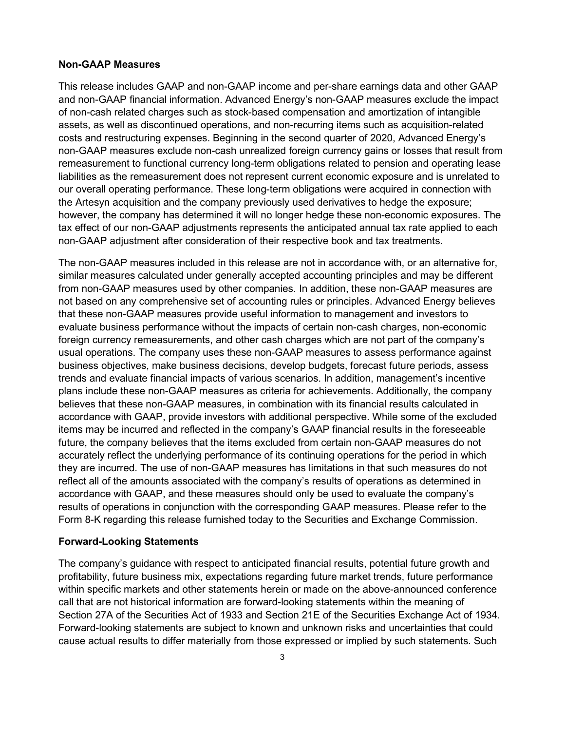**Non-GAAP Measures**

This release includes GAAP and non-GAAP income and per-share earnings data and other GAAP and non-GAAP financial information. Advanced Energy's non-GAAP measures exclude the impact of non-cash related charges such as stock-based compensation and amortization of intangible assets, as well as discontinued operations, and non-recurring items such as acquisition-related costs and restructuring expenses. Beginning in the second quarter of 2020, Advanced Energy's non-GAAP measures exclude non-cash unrealized foreign currency gains or losses that result from remeasurement to functional currency long-term obligations related to pension and operating lease liabilities as the remeasurement does not represent current economic exposure and is unrelated to our overall operating performance. These long-term obligations were acquired in connection with the Artesyn acquisition and the company previously used derivatives to hedge the exposure; however, the company has determined it will no longer hedge these non-economic exposures. The tax effect of our non-GAAP adjustments represents the anticipated annual tax rate applied to each non-GAAP adjustment after consideration of their respective book and tax treatments.

The non-GAAP measures included in this release are not in accordance with, or an alternative for, similar measures calculated under generally accepted accounting principles and may be different from non-GAAP measures used by other companies. In addition, these non-GAAP measures are not based on any comprehensive set of accounting rules or principles. Advanced Energy believes that these non-GAAP measures provide useful information to management and investors to evaluate business performance without the impacts of certain non-cash charges, non-economic foreign currency remeasurements, and other cash charges which are not part of the company's usual operations. The company uses these non-GAAP measures to assess performance against business objectives, make business decisions, develop budgets, forecast future periods, assess trends and evaluate financial impacts of various scenarios. In addition, management's incentive plans include these non-GAAP measures as criteria for achievements. Additionally, the company believes that these non-GAAP measures, in combination with its financial results calculated in accordance with GAAP, provide investors with additional perspective. While some of the excluded items may be incurred and reflected in the company's GAAP financial results in the foreseeable future, the company believes that the items excluded from certain non-GAAP measures do not accurately reflect the underlying performance of its continuing operations for the period in which they are incurred. The use of non-GAAP measures has limitations in that such measures do not reflect all of the amounts associated with the company's results of operations as determined in accordance with GAAP, and these measures should only be used to evaluate the company's results of operations in conjunction with the corresponding GAAP measures. Please refer to the Form 8-K regarding this release furnished today to the Securities and Exchange Commission.

**Forward-Looking Statements**

The company's guidance with respect to anticipated financial results, potential future growth and profitability, future business mix, expectations regarding future market trends, future performance within specific markets and other statements herein or made on the above-announced conference call that are not historical information are forward-looking statements within the meaning of Section 27A of the Securities Act of 1933 and Section 21E of the Securities Exchange Act of 1934. Forward-looking statements are subject to known and unknown risks and uncertainties that could cause actual results to differ materially from those expressed or implied by such statements. Such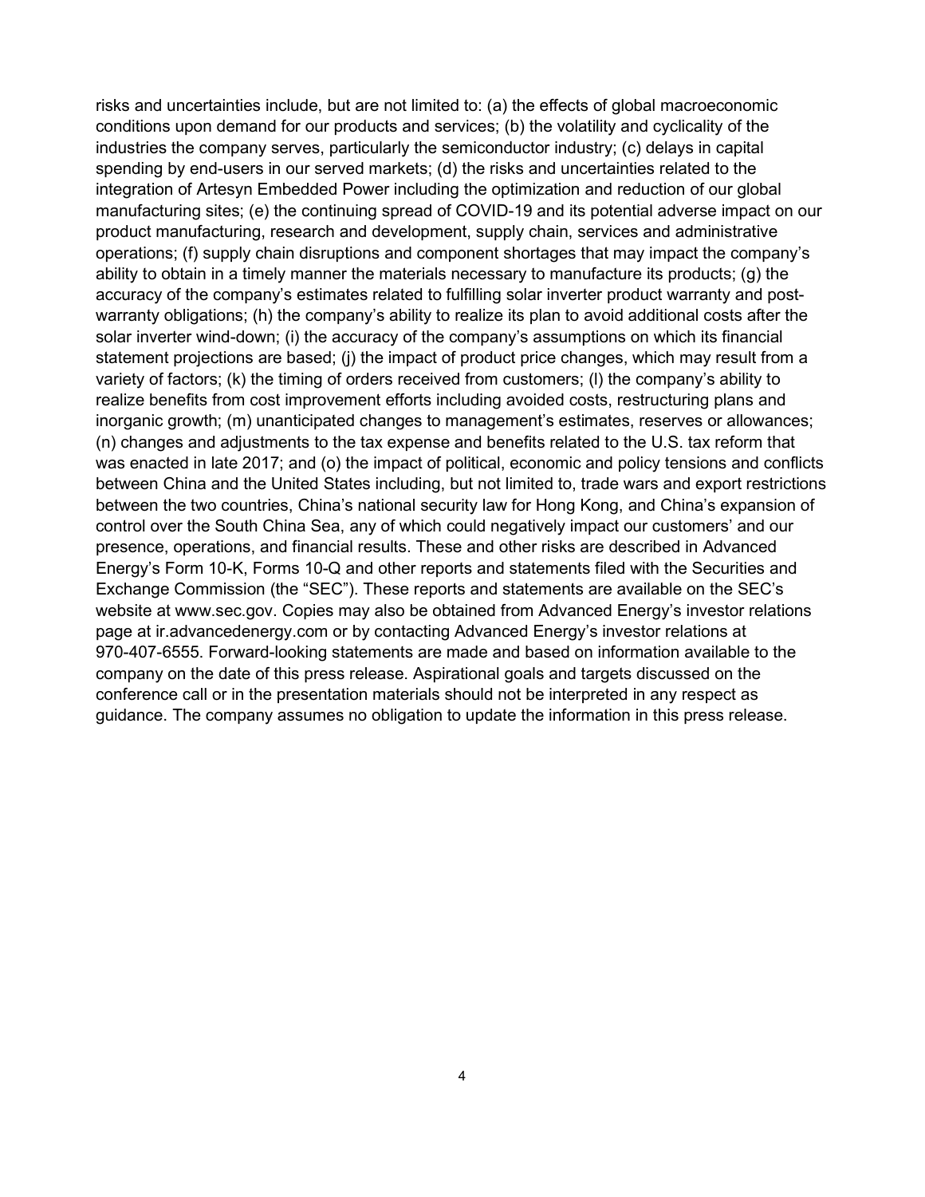risks and uncertainties include, but are not limited to: (a) the effects of global macroeconomic conditions upon demand for our products and services; (b) the volatility and cyclicality of the industries the company serves, particularly the semiconductor industry; (c) delays in capital spending by end-users in our served markets; (d) the risks and uncertainties related to the integration of Artesyn Embedded Power including the optimization and reduction of our global manufacturing sites; (e) the continuing spread of COVID-19 and its potential adverse impact on our product manufacturing, research and development, supply chain, services and administrative operations; (f) supply chain disruptions and component shortages that may impact the company's ability to obtain in a timely manner the materials necessary to manufacture its products; (g) the accuracy of the company's estimates related to fulfilling solar inverter product warranty and post-warranty obligations; (h) the company's ability to realize its plan to avoid additional costs after the solar inverter wind-down; (i) the accuracy of the company's assumptions on which its financial statement projections are based; (j) the impact of product price changes, which may result from a variety of factors; (k) the timing of orders received from customers; (l) the company's ability to realize benefits from cost improvement efforts including avoided costs, restructuring plans and inorganic growth; (m) unanticipated changes to management's estimates, reserves or allowances; (n) changes and adjustments to the tax expense and benefits related to the U.S. tax reform that was enacted in late 2017; and (o) the impact of political, economic and policy tensions and conflicts between China and the United States including, but not limited to, trade wars and export restrictions between the two countries, China's national security law for Hong Kong, and China's expansion of control over the South China Sea, any of which could negatively impact our customers' and our presence, operations, and financial results. These and other risks are described in Advanced Energy's Form 10-K, Forms 10-Q and other reports and statements filed with the Securities and Exchange Commission (the "SEC"). These reports and statements are available on the SEC's website at www.sec.gov. Copies may also be obtained from Advanced Energy's investor relations page at ir.advancedenergy.com or by contacting Advanced Energy's investor relations at 970-407-6555. Forward-looking statements are made and based on information available to the company on the date of this press release. Aspirational goals and targets discussed on the conference call or in the presentation materials should not be interpreted in any respect as guidance. The company assumes no obligation to update the information in this press release.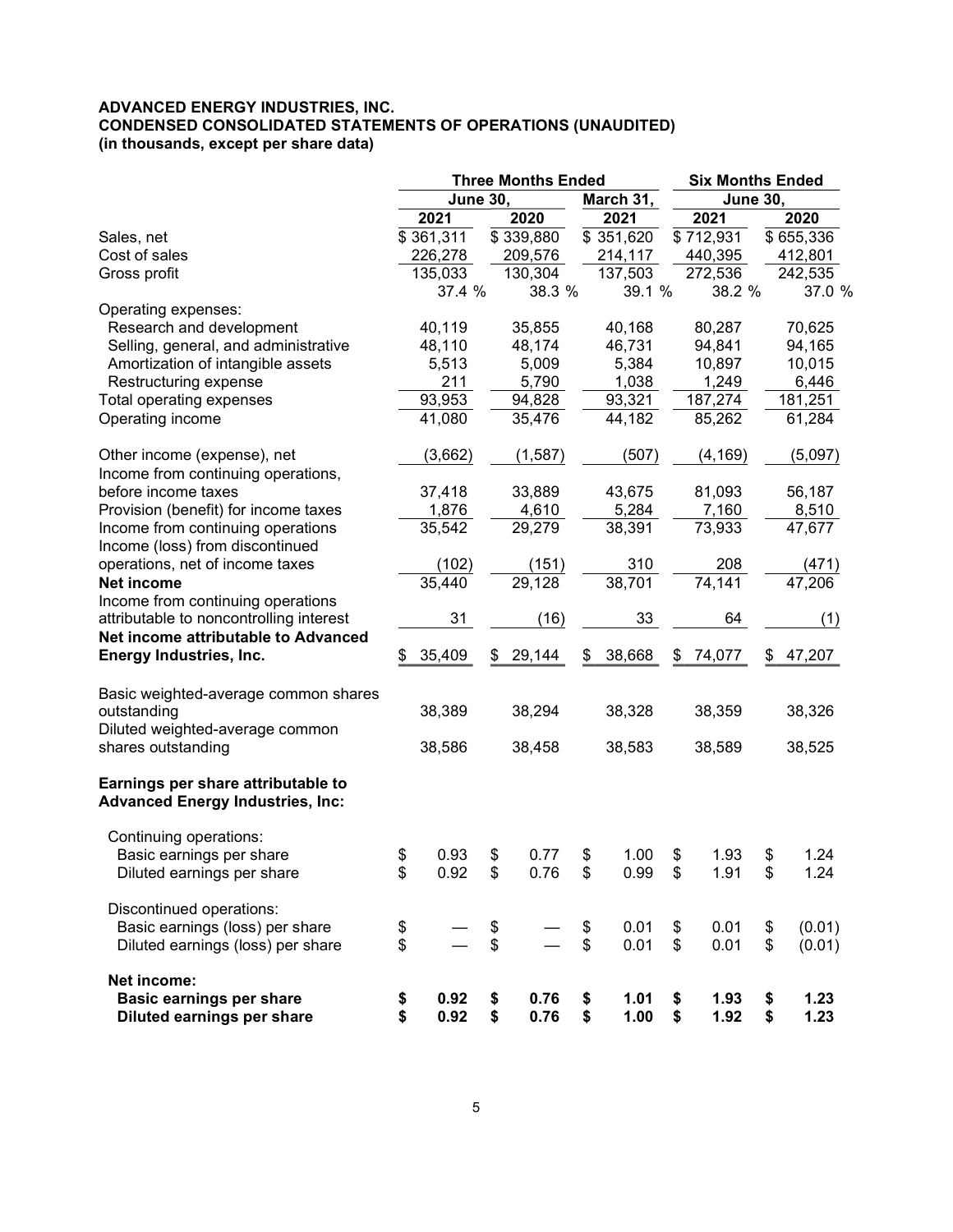**ADVANCED ENERGY INDUSTRIES, INC.**
**CONDENSED CONSOLIDATED STATEMENTS OF OPERATIONS (UNAUDITED)**
**(in thousands, except per share data)**

| | Three Months Ended | | | Six Months Ended | |
|---|---|---|---|---|---|
| | June 30, | | March 31, | June 30, | |
| | 2021 | 2020 | 2021 | 2021 | 2020 |
| Sales, net | $ 361,311 | $ 339,880 | $ 351,620 | $ 712,931 | $ 655,336 |
| Cost of sales | 226,278 | 209,576 | 214,117 | 440,395 | 412,801 |
| Gross profit | 135,033 | 130,304 | 137,503 | 272,536 | 242,535 |
| | 37.4 % | 38.3 % | 39.1 % | 38.2 % | 37.0 % |
| Operating expenses: | | | | | |
| Research and development | 40,119 | 35,855 | 40,168 | 80,287 | 70,625 |
| Selling, general, and administrative | 48,110 | 48,174 | 46,731 | 94,841 | 94,165 |
| Amortization of intangible assets | 5,513 | 5,009 | 5,384 | 10,897 | 10,015 |
| Restructuring expense | 211 | 5,790 | 1,038 | 1,249 | 6,446 |
| Total operating expenses | 93,953 | 94,828 | 93,321 | 187,274 | 181,251 |
| Operating income | 41,080 | 35,476 | 44,182 | 85,262 | 61,284 |
| | | | | | |
| Other income (expense), net | (3,662) | (1,587) | (507) | (4,169) | (5,097) |
| Income from continuing operations, before income taxes | 37,418 | 33,889 | 43,675 | 81,093 | 56,187 |
| Provision (benefit) for income taxes | 1,876 | 4,610 | 5,284 | 7,160 | 8,510 |
| Income from continuing operations | 35,542 | 29,279 | 38,391 | 73,933 | 47,677 |
| Income (loss) from discontinued operations, net of income taxes | (102) | (151) | 310 | 208 | (471) |
| **Net income** | 35,440 | 29,128 | 38,701 | 74,141 | 47,206 |
| Income from continuing operations attributable to noncontrolling interest | 31 | (16) | 33 | 64 | (1) |
| **Net income attributable to Advanced Energy Industries, Inc.** | $ 35,409 | $ 29,144 | $ 38,668 | $ 74,077 | $ 47,207 |
| | | | | | |
| Basic weighted-average common shares outstanding | 38,389 | 38,294 | 38,328 | 38,359 | 38,326 |
| Diluted weighted-average common shares outstanding | 38,586 | 38,458 | 38,583 | 38,589 | 38,525 |
| | | | | | |
| **Earnings per share attributable to Advanced Energy Industries, Inc:** | | | | | |
| Continuing operations: | | | | | |
| Basic earnings per share | $ 0.93 | $ 0.77 | $ 1.00 | $ 1.93 | $ 1.24 |
| Diluted earnings per share | $ 0.92 | $ 0.76 | $ 0.99 | $ 1.91 | $ 1.24 |
| | | | | | |
| Discontinued operations: | | | | | |
| Basic earnings (loss) per share | $ — | $ — | $ 0.01 | $ 0.01 | $ (0.01) |
| Diluted earnings (loss) per share | $ — | $ — | $ 0.01 | $ 0.01 | $ (0.01) |
| | | | | | |
| **Net income:** | | | | | |
| **Basic earnings per share** | **$ 0.92** | **$ 0.76** | **$ 1.01** | **$ 1.93** | **$ 1.23** |
| **Diluted earnings per share** | **$ 0.92** | **$ 0.76** | **$ 1.00** | **$ 1.92** | **$ 1.23** |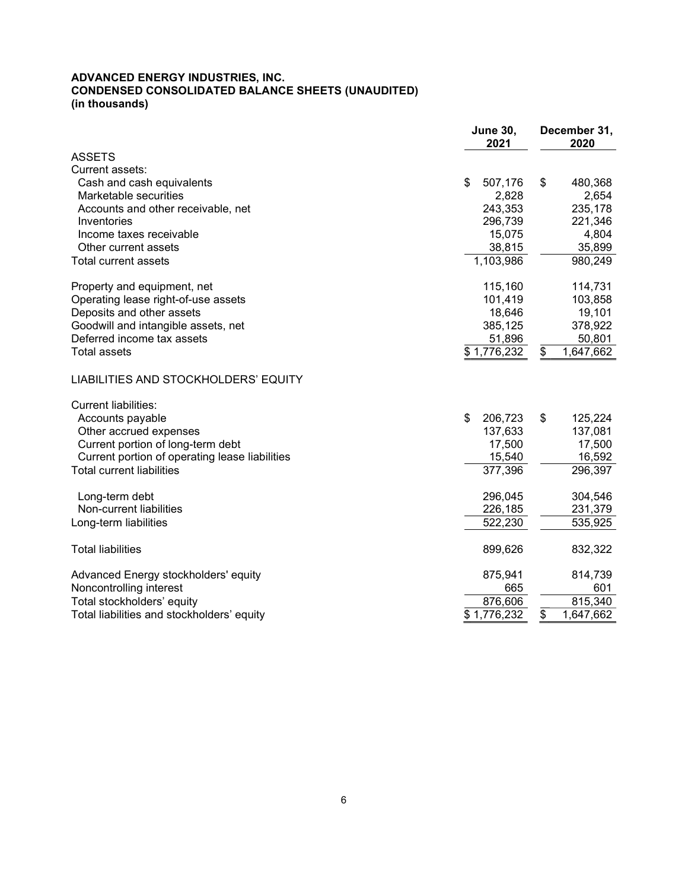**ADVANCED ENERGY INDUSTRIES, INC.**
**CONDENSED CONSOLIDATED BALANCE SHEETS (UNAUDITED)**
**(in thousands)**

| | June 30, 2021 | December 31, 2020 |
|---|---|---|
| ASSETS | | |
| Current assets: | | |
| Cash and cash equivalents | $ 507,176 | $ 480,368 |
| Marketable securities | 2,828 | 2,654 |
| Accounts and other receivable, net | 243,353 | 235,178 |
| Inventories | 296,739 | 221,346 |
| Income taxes receivable | 15,075 | 4,804 |
| Other current assets | 38,815 | 35,899 |
| Total current assets | 1,103,986 | 980,249 |
| | | |
| Property and equipment, net | 115,160 | 114,731 |
| Operating lease right-of-use assets | 101,419 | 103,858 |
| Deposits and other assets | 18,646 | 19,101 |
| Goodwill and intangible assets, net | 385,125 | 378,922 |
| Deferred income tax assets | 51,896 | 50,801 |
| Total assets | $ 1,776,232 | $ 1,647,662 |
| | | |
| LIABILITIES AND STOCKHOLDERS' EQUITY | | |
| | | |
| Current liabilities: | | |
| Accounts payable | $ 206,723 | $ 125,224 |
| Other accrued expenses | 137,633 | 137,081 |
| Current portion of long-term debt | 17,500 | 17,500 |
| Current portion of operating lease liabilities | 15,540 | 16,592 |
| Total current liabilities | 377,396 | 296,397 |
| | | |
| Long-term debt | 296,045 | 304,546 |
| Non-current liabilities | 226,185 | 231,379 |
| Long-term liabilities | 522,230 | 535,925 |
| | | |
| Total liabilities | 899,626 | 832,322 |
| | | |
| Advanced Energy stockholders' equity | 875,941 | 814,739 |
| Noncontrolling interest | 665 | 601 |
| Total stockholders' equity | 876,606 | 815,340 |
| Total liabilities and stockholders' equity | $ 1,776,232 | $ 1,647,662 |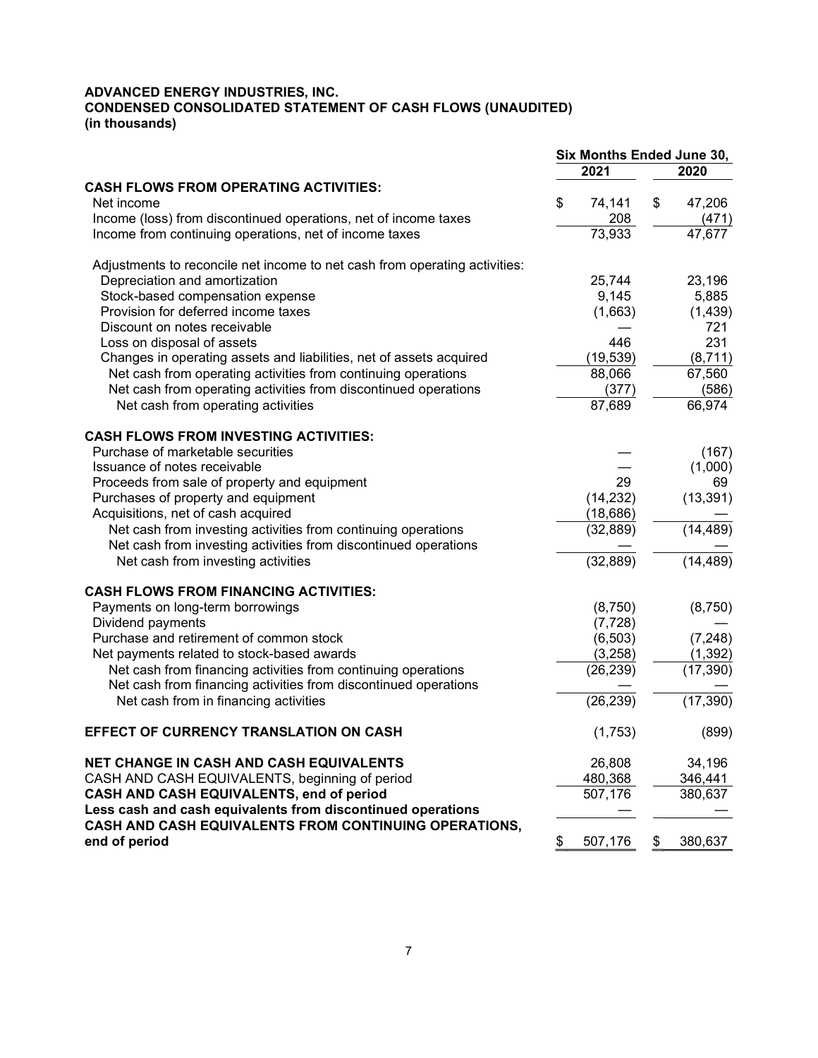**ADVANCED ENERGY INDUSTRIES, INC.**
**CONDENSED CONSOLIDATED STATEMENT OF CASH FLOWS (UNAUDITED)**
**(in thousands)**

| | Six Months Ended June 30, | |
|---|---|---|
| | 2021 | 2020 |
| **CASH FLOWS FROM OPERATING ACTIVITIES:** | | |
| Net income | $ 74,141 | $ 47,206 |
| Income (loss) from discontinued operations, net of income taxes | 208 | (471) |
| Income from continuing operations, net of income taxes | 73,933 | 47,677 |
| Adjustments to reconcile net income to net cash from operating activities: | | |
| Depreciation and amortization | 25,744 | 23,196 |
| Stock-based compensation expense | 9,145 | 5,885 |
| Provision for deferred income taxes | (1,663) | (1,439) |
| Discount on notes receivable | — | 721 |
| Loss on disposal of assets | 446 | 231 |
| Changes in operating assets and liabilities, net of assets acquired | (19,539) | (8,711) |
| Net cash from operating activities from continuing operations | 88,066 | 67,560 |
| Net cash from operating activities from discontinued operations | (377) | (586) |
| Net cash from operating activities | 87,689 | 66,974 |
| **CASH FLOWS FROM INVESTING ACTIVITIES:** | | |
| Purchase of marketable securities | — | (167) |
| Issuance of notes receivable | — | (1,000) |
| Proceeds from sale of property and equipment | 29 | 69 |
| Purchases of property and equipment | (14,232) | (13,391) |
| Acquisitions, net of cash acquired | (18,686) | — |
| Net cash from investing activities from continuing operations | (32,889) | (14,489) |
| Net cash from investing activities from discontinued operations | — | — |
| Net cash from investing activities | (32,889) | (14,489) |
| **CASH FLOWS FROM FINANCING ACTIVITIES:** | | |
| Payments on long-term borrowings | (8,750) | (8,750) |
| Dividend payments | (7,728) | — |
| Purchase and retirement of common stock | (6,503) | (7,248) |
| Net payments related to stock-based awards | (3,258) | (1,392) |
| Net cash from financing activities from continuing operations | (26,239) | (17,390) |
| Net cash from financing activities from discontinued operations | — | — |
| Net cash from in financing activities | (26,239) | (17,390) |
| **EFFECT OF CURRENCY TRANSLATION ON CASH** | (1,753) | (899) |
| **NET CHANGE IN CASH AND CASH EQUIVALENTS** | 26,808 | 34,196 |
| CASH AND CASH EQUIVALENTS, beginning of period | 480,368 | 346,441 |
| **CASH AND CASH EQUIVALENTS, end of period** | 507,176 | 380,637 |
| **Less cash and cash equivalents from discontinued operations** | — | — |
| **CASH AND CASH EQUIVALENTS FROM CONTINUING OPERATIONS, end of period** | $ 507,176 | $ 380,637 |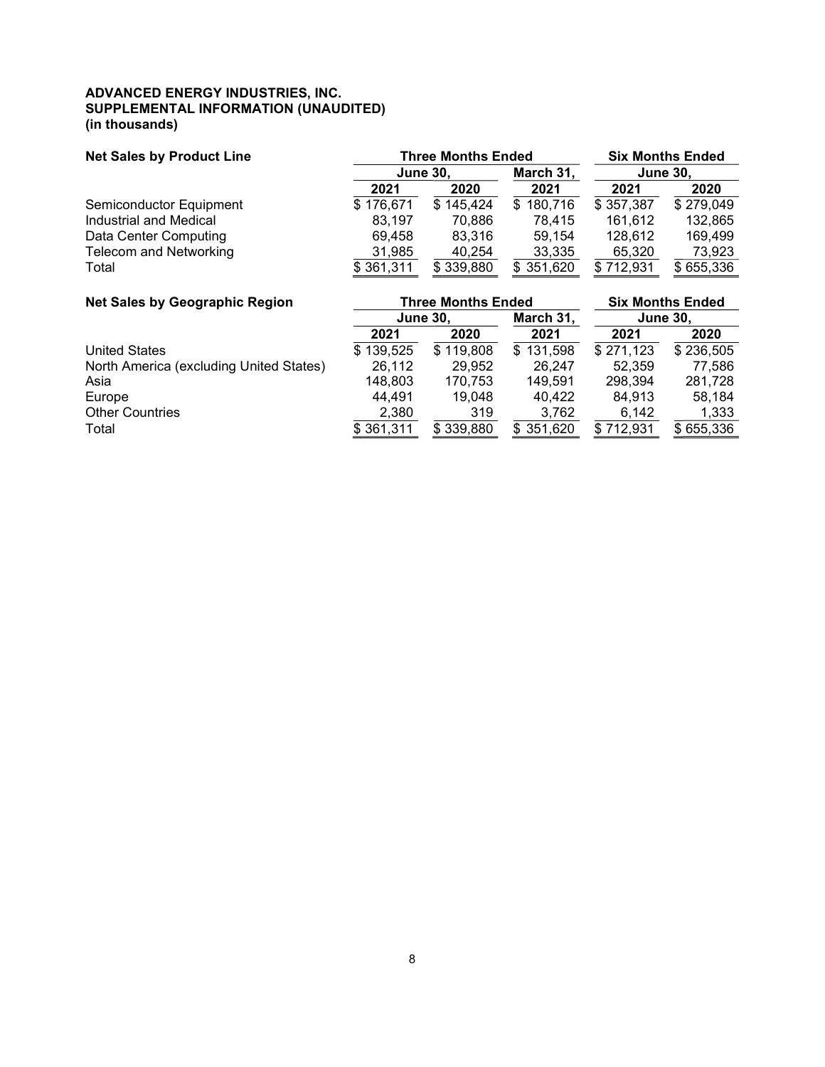**ADVANCED ENERGY INDUSTRIES, INC.**
**SUPPLEMENTAL INFORMATION (UNAUDITED)**
**(in thousands)**

| **Net Sales by Product Line** | **Three Months Ended** | | | **Six Months Ended** | |
|---|---|---|---|---|---|
| | **June 30,** | | **March 31,** | **June 30,** | |
| | **2021** | **2020** | **2021** | **2021** | **2020** |
| Semiconductor Equipment | $ 176,671 | $ 145,424 | $ 180,716 | $ 357,387 | $ 279,049 |
| Industrial and Medical | 83,197 | 70,886 | 78,415 | 161,612 | 132,865 |
| Data Center Computing | 69,458 | 83,316 | 59,154 | 128,612 | 169,499 |
| Telecom and Networking | 31,985 | 40,254 | 33,335 | 65,320 | 73,923 |
| Total | $ 361,311 | $ 339,880 | $ 351,620 | $ 712,931 | $ 655,336 |

| **Net Sales by Geographic Region** | **Three Months Ended** | | | **Six Months Ended** | |
|---|---|---|---|---|---|
| | **June 30,** | | **March 31,** | **June 30,** | |
| | **2021** | **2020** | **2021** | **2021** | **2020** |
| United States | $ 139,525 | $ 119,808 | $ 131,598 | $ 271,123 | $ 236,505 |
| North America (excluding United States) | 26,112 | 29,952 | 26,247 | 52,359 | 77,586 |
| Asia | 148,803 | 170,753 | 149,591 | 298,394 | 281,728 |
| Europe | 44,491 | 19,048 | 40,422 | 84,913 | 58,184 |
| Other Countries | 2,380 | 319 | 3,762 | 6,142 | 1,333 |
| Total | $ 361,311 | $ 339,880 | $ 351,620 | $ 712,931 | $ 655,336 |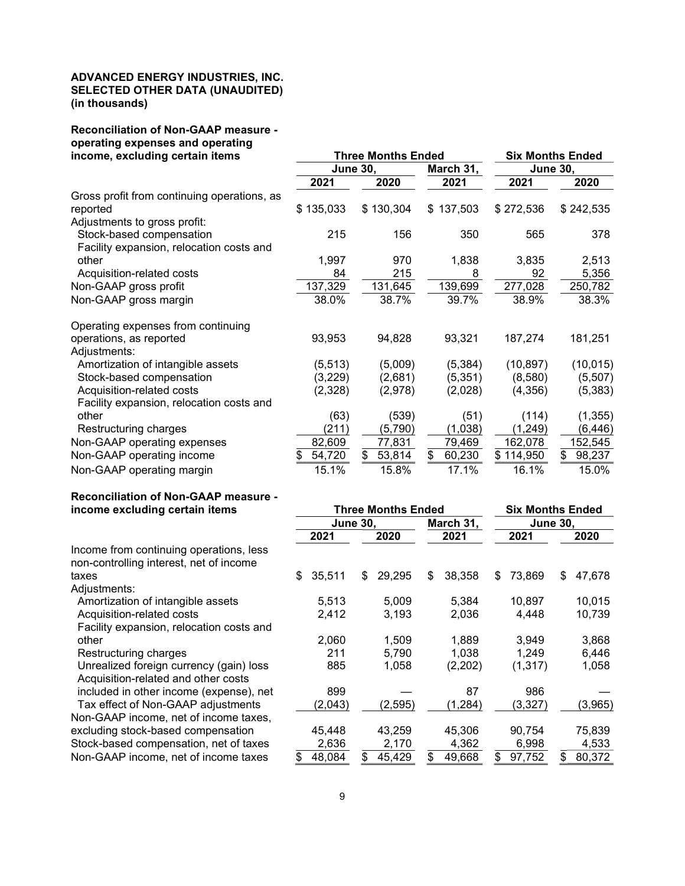**ADVANCED ENERGY INDUSTRIES, INC.**
**SELECTED OTHER DATA (UNAUDITED)**
**(in thousands)**

| **Reconciliation of Non-GAAP measure - operating expenses and operating income, excluding certain items** | **Three Months Ended** | | | **Six Months Ended** | |
|---|---|---|---|---|---|
| | **June 30,** | | **March 31,** | **June 30,** | |
| | **2021** | **2020** | **2021** | **2021** | **2020** |
| Gross profit from continuing operations, as reported | $ 135,033 | $ 130,304 | $ 137,503 | $ 272,536 | $ 242,535 |
| Adjustments to gross profit: | | | | | |
| Stock-based compensation | 215 | 156 | 350 | 565 | 378 |
| Facility expansion, relocation costs and other | 1,997 | 970 | 1,838 | 3,835 | 2,513 |
| Acquisition-related costs | 84 | 215 | 8 | 92 | 5,356 |
| Non-GAAP gross profit | 137,329 | 131,645 | 139,699 | 277,028 | 250,782 |
| Non-GAAP gross margin | 38.0% | 38.7% | 39.7% | 38.9% | 38.3% |
| Operating expenses from continuing operations, as reported | 93,953 | 94,828 | 93,321 | 187,274 | 181,251 |
| Adjustments: | | | | | |
| Amortization of intangible assets | (5,513) | (5,009) | (5,384) | (10,897) | (10,015) |
| Stock-based compensation | (3,229) | (2,681) | (5,351) | (8,580) | (5,507) |
| Acquisition-related costs | (2,328) | (2,978) | (2,028) | (4,356) | (5,383) |
| Facility expansion, relocation costs and other | (63) | (539) | (51) | (114) | (1,355) |
| Restructuring charges | (211) | (5,790) | (1,038) | (1,249) | (6,446) |
| Non-GAAP operating expenses | 82,609 | 77,831 | 79,469 | 162,078 | 152,545 |
| Non-GAAP operating income | $ 54,720 | $ 53,814 | $ 60,230 | $ 114,950 | $ 98,237 |
| Non-GAAP operating margin | 15.1% | 15.8% | 17.1% | 16.1% | 15.0% |

| **Reconciliation of Non-GAAP measure - income excluding certain items** | **Three Months Ended** | | | **Six Months Ended** | |
|---|---|---|---|---|---|
| | **June 30,** | | **March 31,** | **June 30,** | |
| | **2021** | **2020** | **2021** | **2021** | **2020** |
| Income from continuing operations, less non-controlling interest, net of income taxes | $ 35,511 | $ 29,295 | $ 38,358 | $ 73,869 | $ 47,678 |
| Adjustments: | | | | | |
| Amortization of intangible assets | 5,513 | 5,009 | 5,384 | 10,897 | 10,015 |
| Acquisition-related costs | 2,412 | 3,193 | 2,036 | 4,448 | 10,739 |
| Facility expansion, relocation costs and other | 2,060 | 1,509 | 1,889 | 3,949 | 3,868 |
| Restructuring charges | 211 | 5,790 | 1,038 | 1,249 | 6,446 |
| Unrealized foreign currency (gain) loss | 885 | 1,058 | (2,202) | (1,317) | 1,058 |
| Acquisition-related and other costs included in other income (expense), net | 899 | — | 87 | 986 | — |
| Tax effect of Non-GAAP adjustments | (2,043) | (2,595) | (1,284) | (3,327) | (3,965) |
| Non-GAAP income, net of income taxes, excluding stock-based compensation | 45,448 | 43,259 | 45,306 | 90,754 | 75,839 |
| Stock-based compensation, net of taxes | 2,636 | 2,170 | 4,362 | 6,998 | 4,533 |
| Non-GAAP income, net of income taxes | $ 48,084 | $ 45,429 | $ 49,668 | $ 97,752 | $ 80,372 |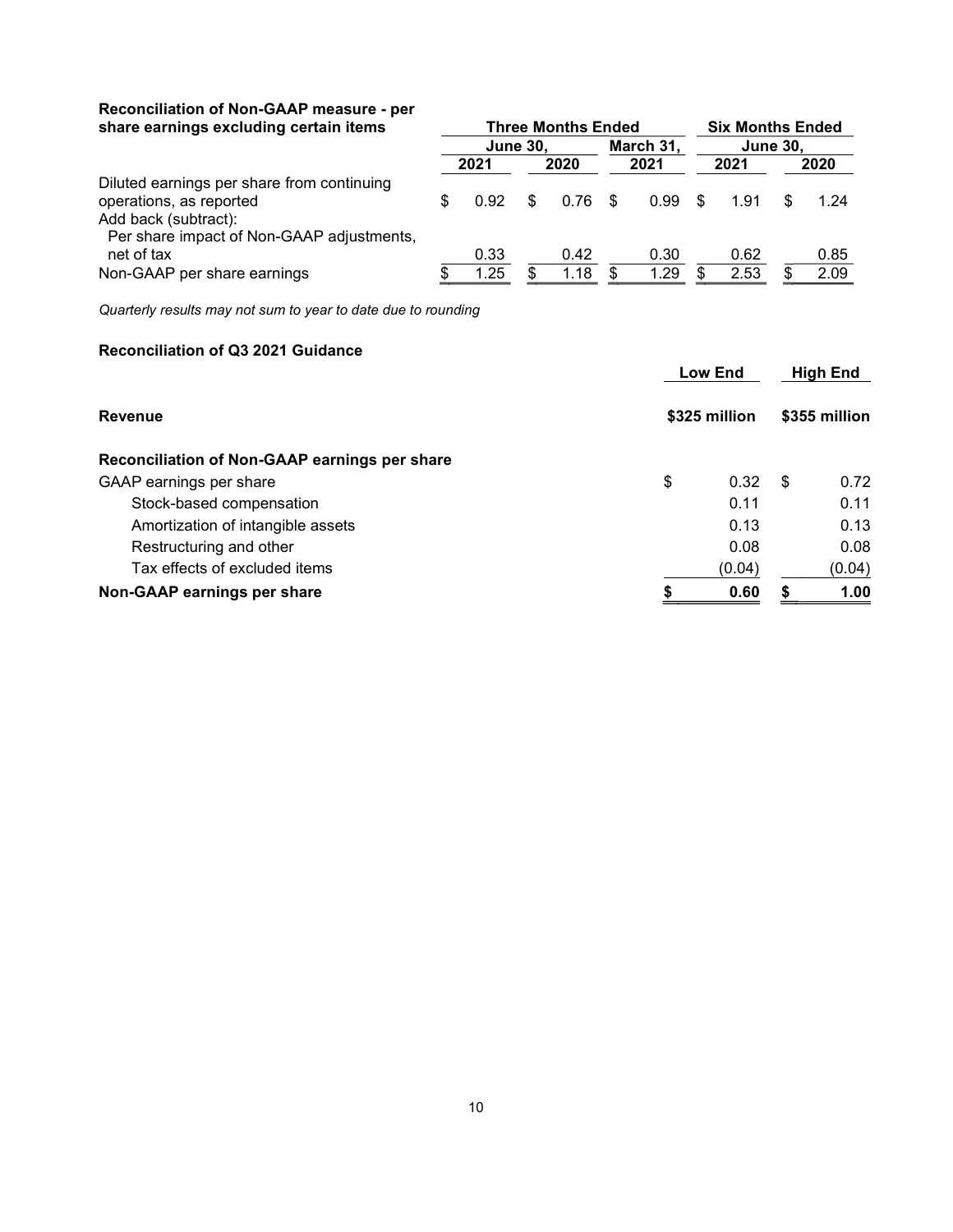**Reconciliation of Non-GAAP measure - per share earnings excluding certain items**

| | Three Months Ended | | | Six Months Ended | |
|---|---|---|---|---|---|
| | June 30, | | March 31, | June 30, | |
| | 2021 | 2020 | 2021 | 2021 | 2020 |
| Diluted earnings per share from continuing operations, as reported | $ 0.92 | $ 0.76 | $ 0.99 | $ 1.91 | $ 1.24 |
| Add back (subtract): | | | | | |
| Per share impact of Non-GAAP adjustments, net of tax | 0.33 | 0.42 | 0.30 | 0.62 | 0.85 |
| Non-GAAP per share earnings | $ 1.25 | $ 1.18 | $ 1.29 | $ 2.53 | $ 2.09 |

*Quarterly results may not sum to year to date due to rounding*

**Reconciliation of Q3 2021 Guidance**

| | Low End | High End |
|---|---|---|
| **Revenue** | **$325 million** | **$355 million** |
| **Reconciliation of Non-GAAP earnings per share** | | |
| GAAP earnings per share | $ 0.32 | $ 0.72 |
| Stock-based compensation | 0.11 | 0.11 |
| Amortization of intangible assets | 0.13 | 0.13 |
| Restructuring and other | 0.08 | 0.08 |
| Tax effects of excluded items | (0.04) | (0.04) |
| **Non-GAAP earnings per share** | **$ 0.60** | **$ 1.00** |